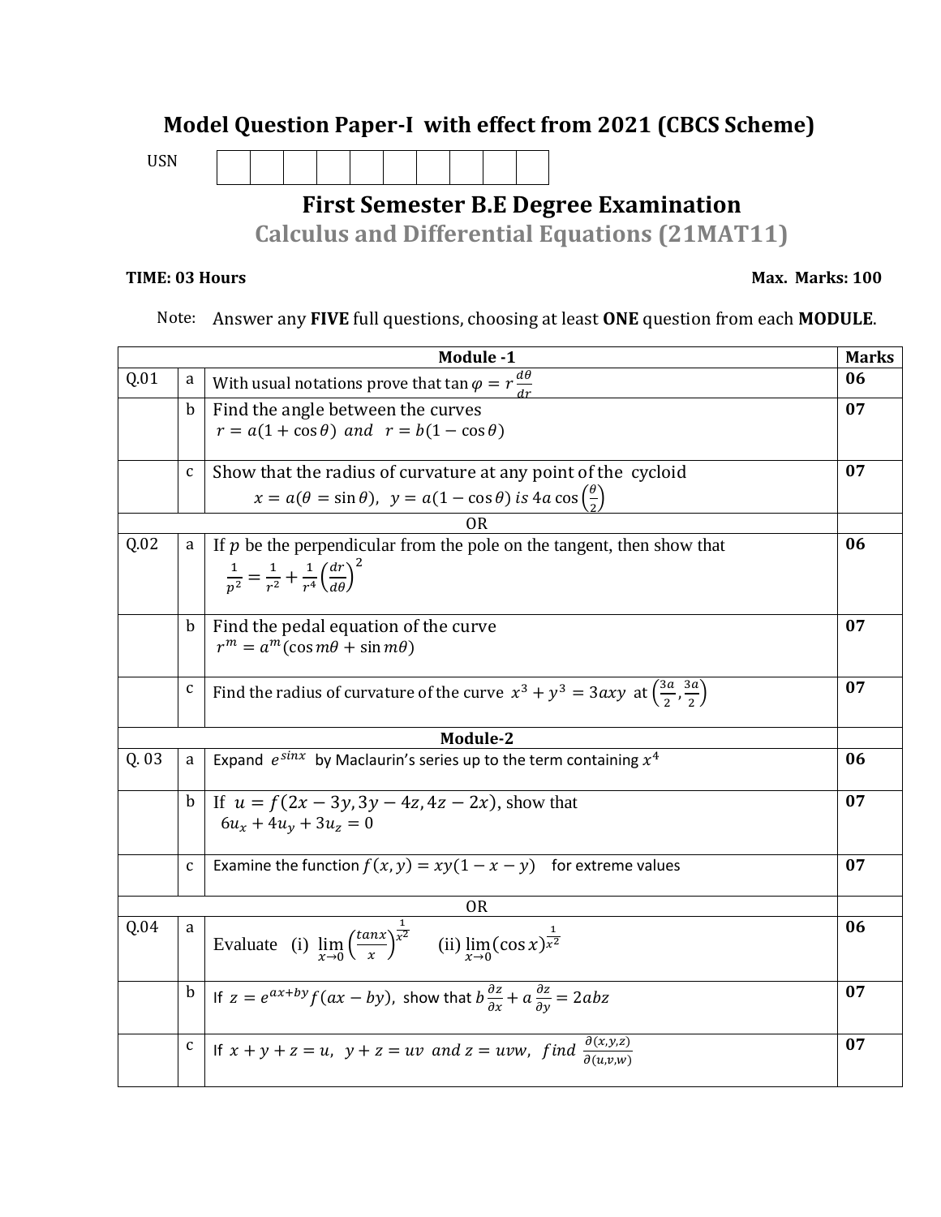# Model Question Paper-I with effect from 2021 (CBCS Scheme)

USN | | | | | | | | | | |

## First Semester B.E Degree Examination

## Calculus and Differential Equations (21MAT11)

**TIME: 03 Hours** **Max. Marks: 100**

Note: Answer any **FIVE** full questions, choosing at least **ONE** question from each **MODULE**.

| | | **Module -1** | **Marks** |
|---|---|---|---|
| Q.01 | a | With usual notations prove that $\tan\varphi = r\frac{d\theta}{dr}$ | **06** |
| | b | Find the angle between the curves $r = a(1+\cos\theta)$ *and* $r = b(1-\cos\theta)$ | **07** |
| | c | Show that the radius of curvature at any point of the cycloid $x = a(\theta = \sin\theta),\ \ y = a(1-\cos\theta)$ *is* $4a\cos\left(\frac{\theta}{2}\right)$ | **07** |
| | | OR | |
| Q.02 | a | If $p$ be the perpendicular from the pole on the tangent, then show that $\frac{1}{p^2} = \frac{1}{r^2} + \frac{1}{r^4}\left(\frac{dr}{d\theta}\right)^2$ | **06** |
| | b | Find the pedal equation of the curve $r^m = a^m(\cos m\theta + \sin m\theta)$ | **07** |
| | c | Find the radius of curvature of the curve $x^3 + y^3 = 3axy$ at $\left(\frac{3a}{2}, \frac{3a}{2}\right)$ | **07** |
| | | **Module-2** | |
| Q. 03 | a | Expand $e^{\sin x}$ by Maclaurin's series up to the term containing $x^4$ | **06** |
| | b | If $u = f(2x-3y, 3y-4z, 4z-2x)$, show that $6u_x + 4u_y + 3u_z = 0$ | **07** |
| | c | Examine the function $f(x,y) = xy(1-x-y)$ for extreme values | **07** |
| | | OR | |
| Q.04 | a | Evaluate (i) $\lim_{x\to 0}\left(\frac{\tan x}{x}\right)^{\frac{1}{x^2}}$ (ii) $\lim_{x\to 0}(\cos x)^{\frac{1}{x^2}}$ | **06** |
| | b | If $z = e^{ax+by}f(ax-by)$, show that $b\frac{\partial z}{\partial x} + a\frac{\partial z}{\partial y} = 2abz$ | **07** |
| | c | If $x+y+z = u,\ \ y+z = uv$ *and* $z = uvw$, *find* $\frac{\partial(x,y,z)}{\partial(u,v,w)}$ | **07** |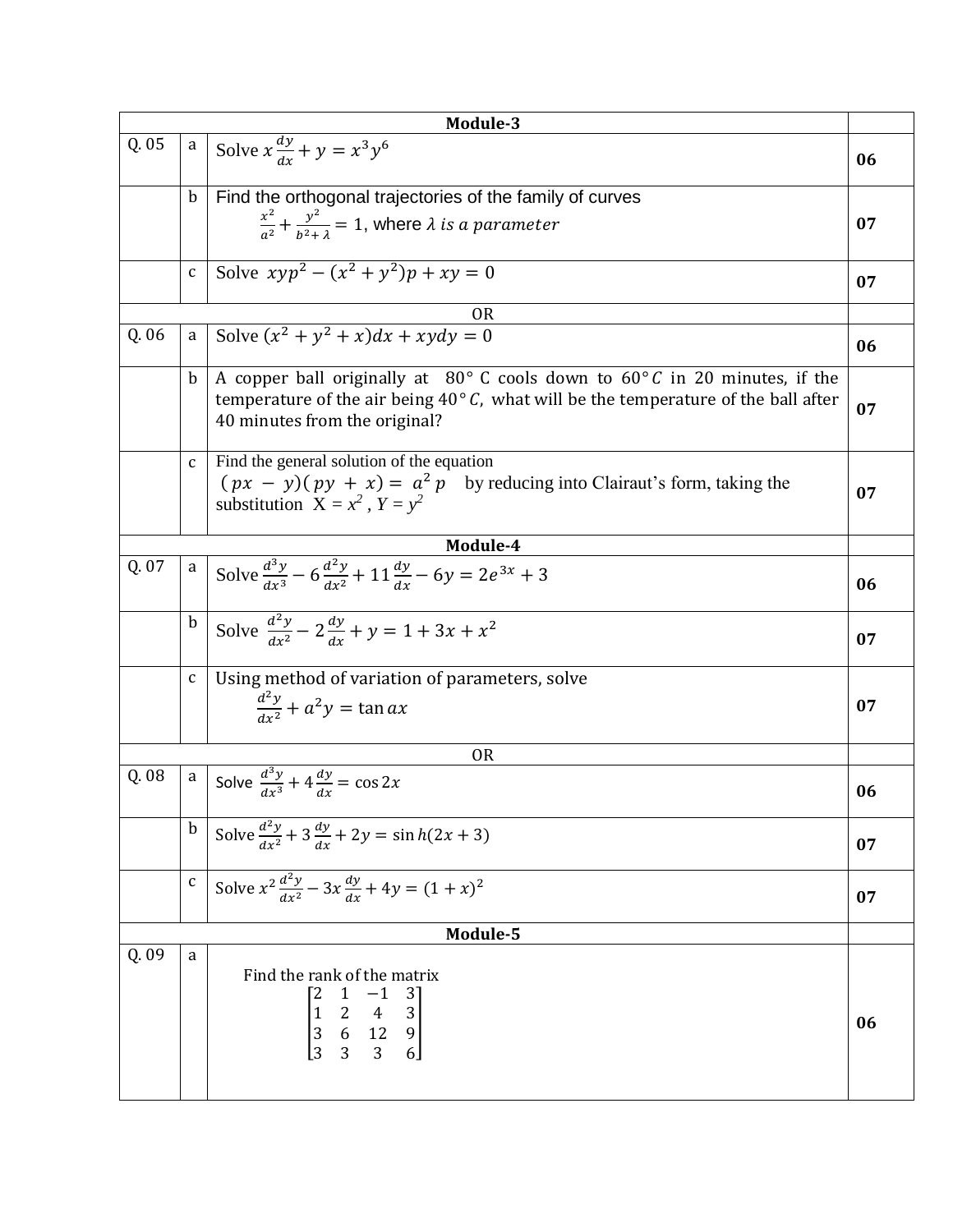| | | Module-3 | |
|---|---|---|---|
| Q. 05 | a | Solve $x\frac{dy}{dx} + y = x^3y^6$ | 06 |
| | b | Find the orthogonal trajectories of the family of curves $\frac{x^2}{a^2} + \frac{y^2}{b^2+\lambda} = 1$, where $\lambda$ *is a parameter* | 07 |
| | c | Solve $xyp^2 - (x^2 + y^2)p + xy = 0$ | 07 |
| | | OR | |
| Q. 06 | a | Solve $(x^2 + y^2 + x)dx + xydy = 0$ | 06 |
| | b | A copper ball originally at $80°$ C cools down to $60°C$ in 20 minutes, if the temperature of the air being $40°C$, what will be the temperature of the ball after 40 minutes from the original? | 07 |
| | c | Find the general solution of the equation $(px - y)(py + x) = a^2p$ by reducing into Clairaut's form, taking the substitution $X = x^2$, $Y = y^2$ | 07 |
| | | Module-4 | |
| Q. 07 | a | Solve $\frac{d^3y}{dx^3} - 6\frac{d^2y}{dx^2} + 11\frac{dy}{dx} - 6y = 2e^{3x} + 3$ | 06 |
| | b | Solve $\frac{d^2y}{dx^2} - 2\frac{dy}{dx} + y = 1 + 3x + x^2$ | 07 |
| | c | Using method of variation of parameters, solve $\frac{d^2y}{dx^2} + a^2y = \tan ax$ | 07 |
| | | OR | |
| Q. 08 | a | Solve $\frac{d^3y}{dx^3} + 4\frac{dy}{dx} = \cos 2x$ | 06 |
| | b | Solve $\frac{d^2y}{dx^2} + 3\frac{dy}{dx} + 2y = \sin h(2x + 3)$ | 07 |
| | c | Solve $x^2\frac{d^2y}{dx^2} - 3x\frac{dy}{dx} + 4y = (1 + x)^2$ | 07 |
| | | Module-5 | |
| Q. 09 | a | Find the rank of the matrix $\begin{bmatrix} 2 & 1 & -1 & 3 \\ 1 & 2 & 4 & 3 \\ 3 & 6 & 12 & 9 \\ 3 & 3 & 3 & 6 \end{bmatrix}$ | 06 |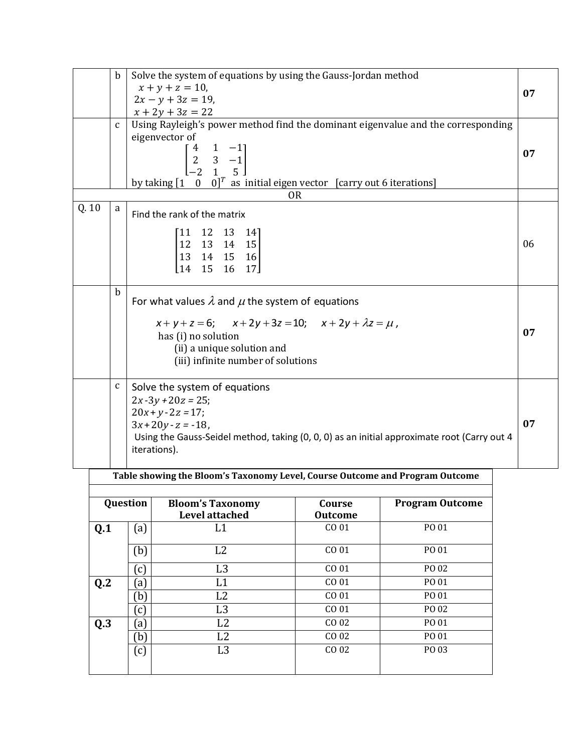| | | | |
|---|---|---|---|
| | b | Solve the system of equations by using the Gauss-Jordan method<br>$x + y + z = 10,$<br>$2x - y + 3z = 19,$<br>$x + 2y + 3z = 22$ | **07** |
| | c | Using Rayleigh's power method find the dominant eigenvalue and the corresponding eigenvector of<br>$\begin{bmatrix} 4 & 1 & -1 \\ 2 & 3 & -1 \\ -2 & 1 & 5 \end{bmatrix}$<br>by taking $[1 \quad 0 \quad 0]^T$ as initial eigen vector [carry out 6 iterations] | **07** |
| | | OR | |
| Q. 10 | a | Find the rank of the matrix<br>$\begin{bmatrix} 11 & 12 & 13 & 14 \\ 12 & 13 & 14 & 15 \\ 13 & 14 & 15 & 16 \\ 14 & 15 & 16 & 17 \end{bmatrix}$ | 06 |
| | b | For what values $\lambda$ and $\mu$ the system of equations<br>$x + y + z = 6; \quad x + 2y + 3z = 10; \quad x + 2y + \lambda z = \mu,$<br>has (i) no solution<br>(ii) a unique solution and<br>(iii) infinite number of solutions | **07** |
| | c | Solve the system of equations<br>$2x - 3y + 20z = 25;$<br>$20x + y - 2z = 17;$<br>$3x + 20y - z = -18,$<br>Using the Gauss-Seidel method, taking (0, 0, 0) as an initial approximate root (Carry out 4 iterations). | **07** |

**Table showing the Bloom's Taxonomy Level, Course Outcome and Program Outcome**

| Question | | Bloom's Taxonomy Level attached | Course Outcome | Program Outcome |
|---|---|---|---|---|
| **Q.1** | (a) | L1 | CO 01 | PO 01 |
| | (b) | L2 | CO 01 | PO 01 |
| | (c) | L3 | CO 01 | PO 02 |
| **Q.2** | (a) | L1 | CO 01 | PO 01 |
| | (b) | L2 | CO 01 | PO 01 |
| | (c) | L3 | CO 01 | PO 02 |
| **Q.3** | (a) | L2 | CO 02 | PO 01 |
| | (b) | L2 | CO 02 | PO 01 |
| | (c) | L3 | CO 02 | PO 03 |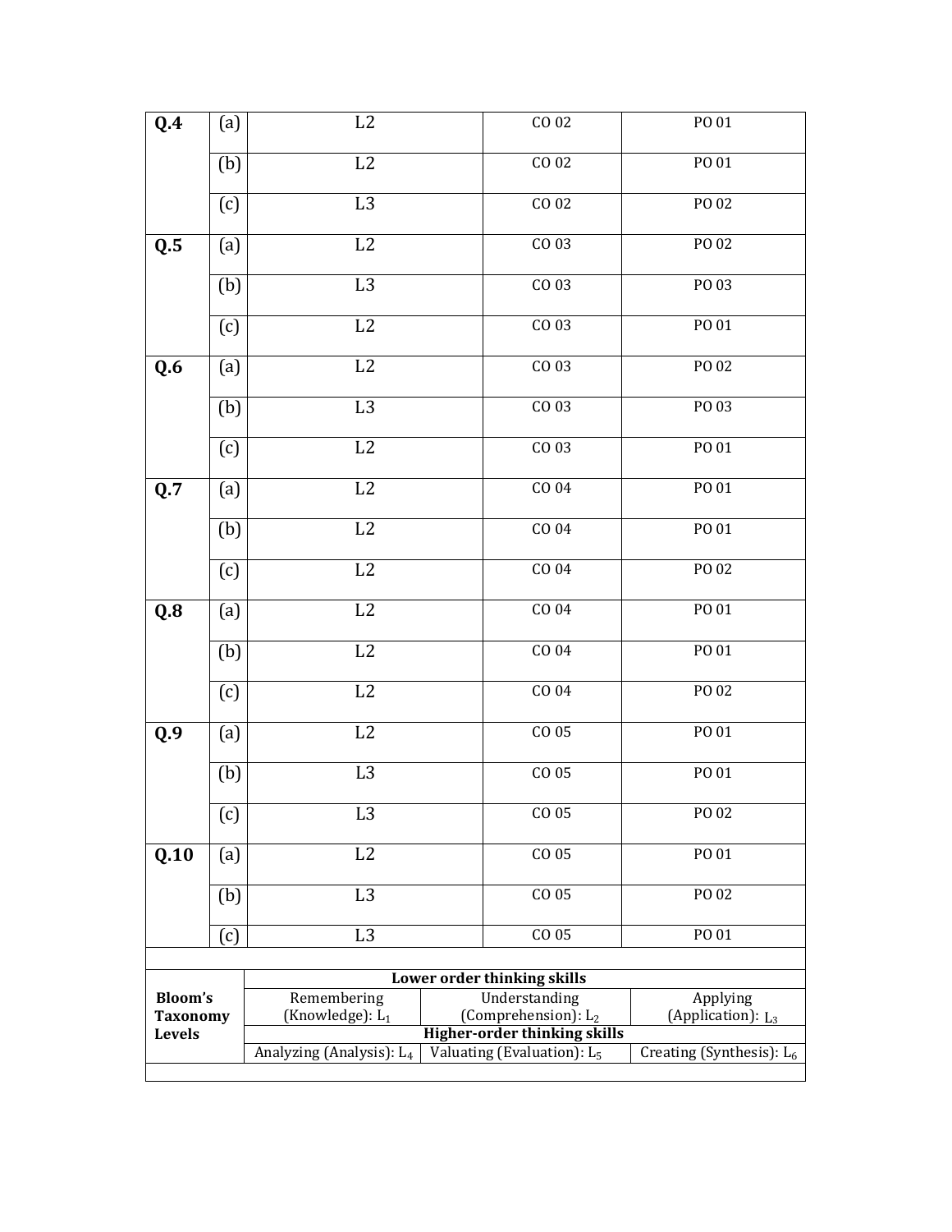| | | | | |
|---|---|---|---|---|
| **Q.4** | (a) | L2 | CO 02 | PO 01 |
| | (b) | L2 | CO 02 | PO 01 |
| | (c) | L3 | CO 02 | PO 02 |
| **Q.5** | (a) | L2 | CO 03 | PO 02 |
| | (b) | L3 | CO 03 | PO 03 |
| | (c) | L2 | CO 03 | PO 01 |
| **Q.6** | (a) | L2 | CO 03 | PO 02 |
| | (b) | L3 | CO 03 | PO 03 |
| | (c) | L2 | CO 03 | PO 01 |
| **Q.7** | (a) | L2 | CO 04 | PO 01 |
| | (b) | L2 | CO 04 | PO 01 |
| | (c) | L2 | CO 04 | PO 02 |
| **Q.8** | (a) | L2 | CO 04 | PO 01 |
| | (b) | L2 | CO 04 | PO 01 |
| | (c) | L2 | CO 04 | PO 02 |
| **Q.9** | (a) | L2 | CO 05 | PO 01 |
| | (b) | L3 | CO 05 | PO 01 |
| | (c) | L3 | CO 05 | PO 02 |
| **Q.10** | (a) | L2 | CO 05 | PO 01 |
| | (b) | L3 | CO 05 | PO 02 |
| | (c) | L3 | CO 05 | PO 01 |

| | | | |
|---|---|---|---|
| **Bloom's Taxonomy Levels** | **Lower order thinking skills** | | |
| | Remembering (Knowledge): $L_1$ | Understanding (Comprehension): $L_2$ | Applying (Application): $L_3$ |
| | **Higher-order thinking skills** | | |
| | Analyzing (Analysis): $L_4$ | Valuating (Evaluation): $L_5$ | Creating (Synthesis): $L_6$ |